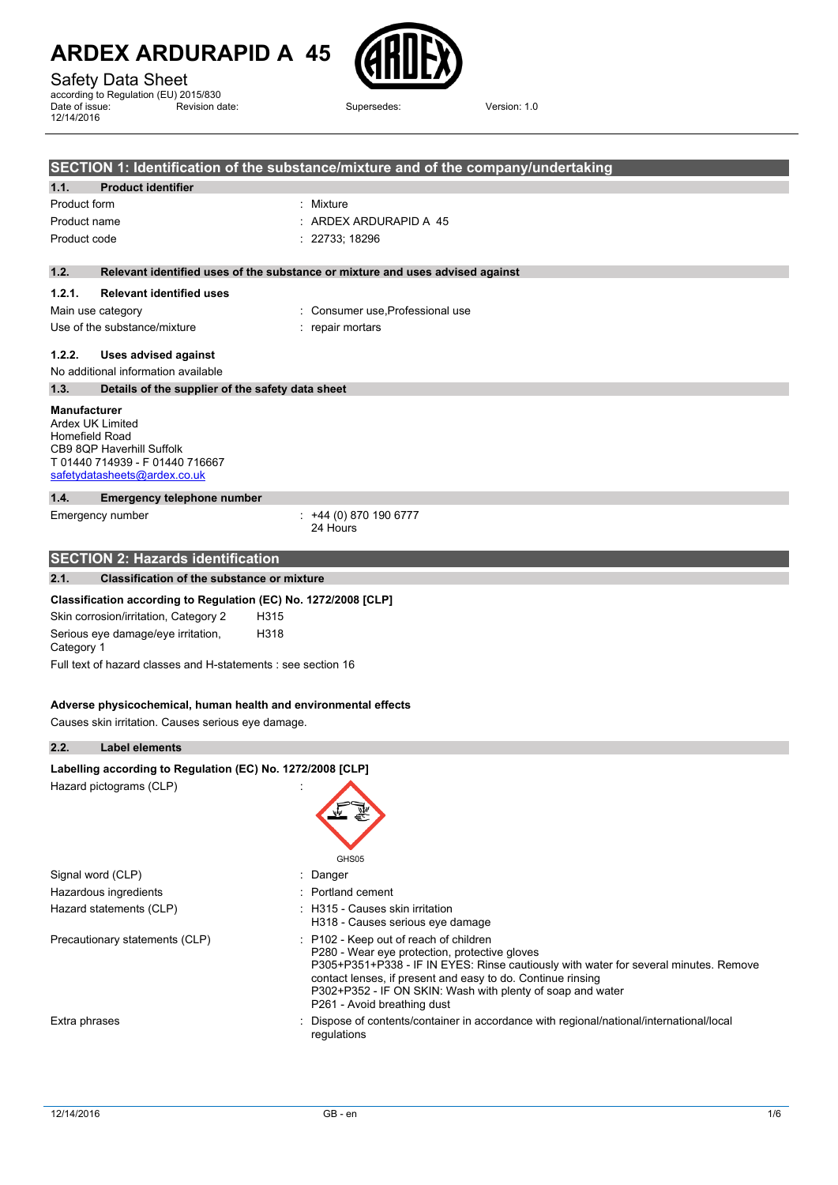# ARDEX ARDURAPID A 45

Safety Data Sheet
according to Regulation (EU) 2015/830
Date of issue: 12/14/2016 Revision date: Supersedes: Version: 1.0

## SECTION 1: Identification of the substance/mixture and of the company/undertaking

### 1.1. Product identifier

| | |
|---|---|
| Product form | : Mixture |
| Product name | : ARDEX ARDURAPID A 45 |
| Product code | : 22733; 18296 |

### 1.2. Relevant identified uses of the substance or mixture and uses advised against

#### 1.2.1. Relevant identified uses

| | |
|---|---|
| Main use category | : Consumer use,Professional use |
| Use of the substance/mixture | : repair mortars |

#### 1.2.2. Uses advised against

No additional information available

### 1.3. Details of the supplier of the safety data sheet

**Manufacturer**
Ardex UK Limited
Homefield Road
CB9 8QP Haverhill Suffolk
T 01440 714939 - F 01440 716667
safetydatasheets@ardex.co.uk

### 1.4. Emergency telephone number

| | |
|---|---|
| Emergency number | : +44 (0) 870 190 6777<br>24 Hours |

## SECTION 2: Hazards identification

### 2.1. Classification of the substance or mixture

**Classification according to Regulation (EC) No. 1272/2008 [CLP]**

| | |
|---|---|
| Skin corrosion/irritation, Category 2 | H315 |
| Serious eye damage/eye irritation, Category 1 | H318 |

Full text of hazard classes and H-statements : see section 16

**Adverse physicochemical, human health and environmental effects**

Causes skin irritation. Causes serious eye damage.

### 2.2. Label elements

**Labelling according to Regulation (EC) No. 1272/2008 [CLP]**

| | |
|---|---|
| Hazard pictograms (CLP) | : GHS05 |
| Signal word (CLP) | : Danger |
| Hazardous ingredients | : Portland cement |
| Hazard statements (CLP) | : H315 - Causes skin irritation<br>H318 - Causes serious eye damage |
| Precautionary statements (CLP) | : P102 - Keep out of reach of children<br>P280 - Wear eye protection, protective gloves<br>P305+P351+P338 - IF IN EYES: Rinse cautiously with water for several minutes. Remove contact lenses, if present and easy to do. Continue rinsing<br>P302+P352 - IF ON SKIN: Wash with plenty of soap and water<br>P261 - Avoid breathing dust |
| Extra phrases | : Dispose of contents/container in accordance with regional/national/international/local regulations |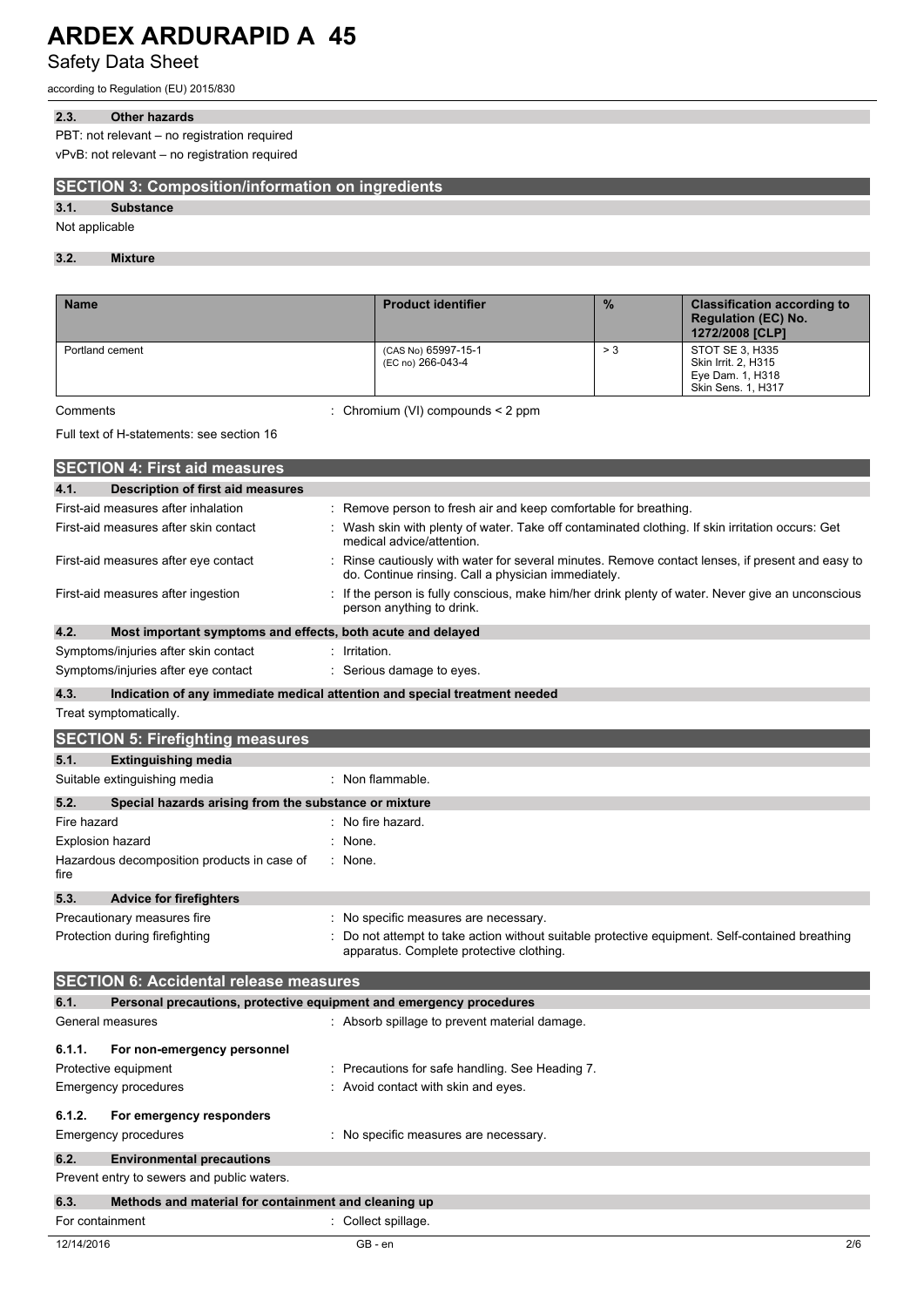#### 2.3. Other hazards

PBT: not relevant – no registration required

vPvB: not relevant – no registration required

## SECTION 3: Composition/information on ingredients

#### 3.1. Substance

Not applicable

#### 3.2. Mixture

| Name | Product identifier | % | Classification according to Regulation (EC) No. 1272/2008 [CLP] |
|---|---|---|---|
| Portland cement | (CAS No) 65997-15-1<br>(EC no) 266-043-4 | > 3 | STOT SE 3, H335<br>Skin Irrit. 2, H315<br>Eye Dam. 1, H318<br>Skin Sens. 1, H317 |

Comments : Chromium (VI) compounds < 2 ppm

Full text of H-statements: see section 16

## SECTION 4: First aid measures

#### 4.1. Description of first aid measures

First-aid measures after inhalation : Remove person to fresh air and keep comfortable for breathing.

First-aid measures after skin contact : Wash skin with plenty of water. Take off contaminated clothing. If skin irritation occurs: Get medical advice/attention.

First-aid measures after eye contact : Rinse cautiously with water for several minutes. Remove contact lenses, if present and easy to do. Continue rinsing. Call a physician immediately.

First-aid measures after ingestion : If the person is fully conscious, make him/her drink plenty of water. Never give an unconscious person anything to drink.

#### 4.2. Most important symptoms and effects, both acute and delayed

Symptoms/injuries after skin contact : Irritation.

Symptoms/injuries after eye contact : Serious damage to eyes.

#### 4.3. Indication of any immediate medical attention and special treatment needed

Treat symptomatically.

## SECTION 5: Firefighting measures

#### 5.1. Extinguishing media

Suitable extinguishing media : Non flammable.

#### 5.2. Special hazards arising from the substance or mixture

Fire hazard : No fire hazard.

Explosion hazard : None.

Hazardous decomposition products in case of fire : None.

#### 5.3. Advice for firefighters

Precautionary measures fire : No specific measures are necessary.

Protection during firefighting : Do not attempt to take action without suitable protective equipment. Self-contained breathing apparatus. Complete protective clothing.

## SECTION 6: Accidental release measures

#### 6.1. Personal precautions, protective equipment and emergency procedures

General measures : Absorb spillage to prevent material damage.

##### 6.1.1. For non-emergency personnel

Protective equipment : Precautions for safe handling. See Heading 7.

Emergency procedures : Avoid contact with skin and eyes.

##### 6.1.2. For emergency responders

Emergency procedures : No specific measures are necessary.

#### 6.2. Environmental precautions

Prevent entry to sewers and public waters.

#### 6.3. Methods and material for containment and cleaning up

For containment : Collect spillage.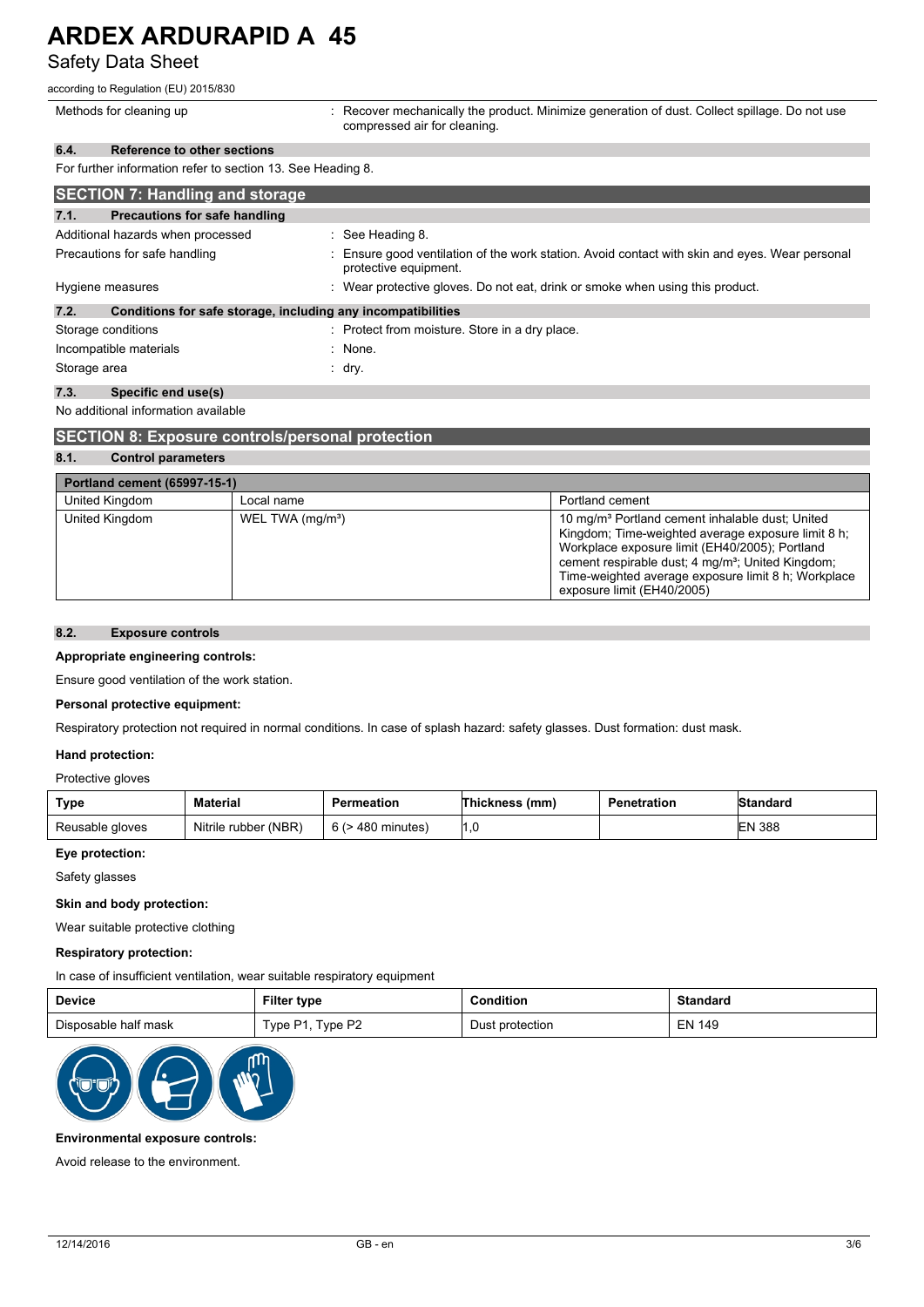| | |
|---|---|
| Methods for cleaning up | : Recover mechanically the product. Minimize generation of dust. Collect spillage. Do not use compressed air for cleaning. |

### 6.4. Reference to other sections

For further information refer to section 13. See Heading 8.

## SECTION 7: Handling and storage

### 7.1. Precautions for safe handling

| | |
|---|---|
| Additional hazards when processed | : See Heading 8. |
| Precautions for safe handling | : Ensure good ventilation of the work station. Avoid contact with skin and eyes. Wear personal protective equipment. |
| Hygiene measures | : Wear protective gloves. Do not eat, drink or smoke when using this product. |

### 7.2. Conditions for safe storage, including any incompatibilities

| | |
|---|---|
| Storage conditions | : Protect from moisture. Store in a dry place. |
| Incompatible materials | : None. |
| Storage area | : dry. |

### 7.3. Specific end use(s)

No additional information available

## SECTION 8: Exposure controls/personal protection

### 8.1. Control parameters

| Portland cement (65997-15-1) | | |
|---|---|---|
| United Kingdom | Local name | Portland cement |
| United Kingdom | WEL TWA (mg/m³) | 10 mg/m³ Portland cement inhalable dust; United Kingdom; Time-weighted average exposure limit 8 h; Workplace exposure limit (EH40/2005); Portland cement respirable dust; 4 mg/m³; United Kingdom; Time-weighted average exposure limit 8 h; Workplace exposure limit (EH40/2005) |

### 8.2. Exposure controls

**Appropriate engineering controls:**

Ensure good ventilation of the work station.

**Personal protective equipment:**

Respiratory protection not required in normal conditions. In case of splash hazard: safety glasses. Dust formation: dust mask.

**Hand protection:**

Protective gloves

| Type | Material | Permeation | Thickness (mm) | Penetration | Standard |
|---|---|---|---|---|---|
| Reusable gloves | Nitrile rubber (NBR) | 6 (> 480 minutes) | 1,0 | | EN 388 |

**Eye protection:**

Safety glasses

**Skin and body protection:**

Wear suitable protective clothing

**Respiratory protection:**

In case of insufficient ventilation, wear suitable respiratory equipment

| Device | Filter type | Condition | Standard |
|---|---|---|---|
| Disposable half mask | Type P1, Type P2 | Dust protection | EN 149 |

**Environmental exposure controls:**

Avoid release to the environment.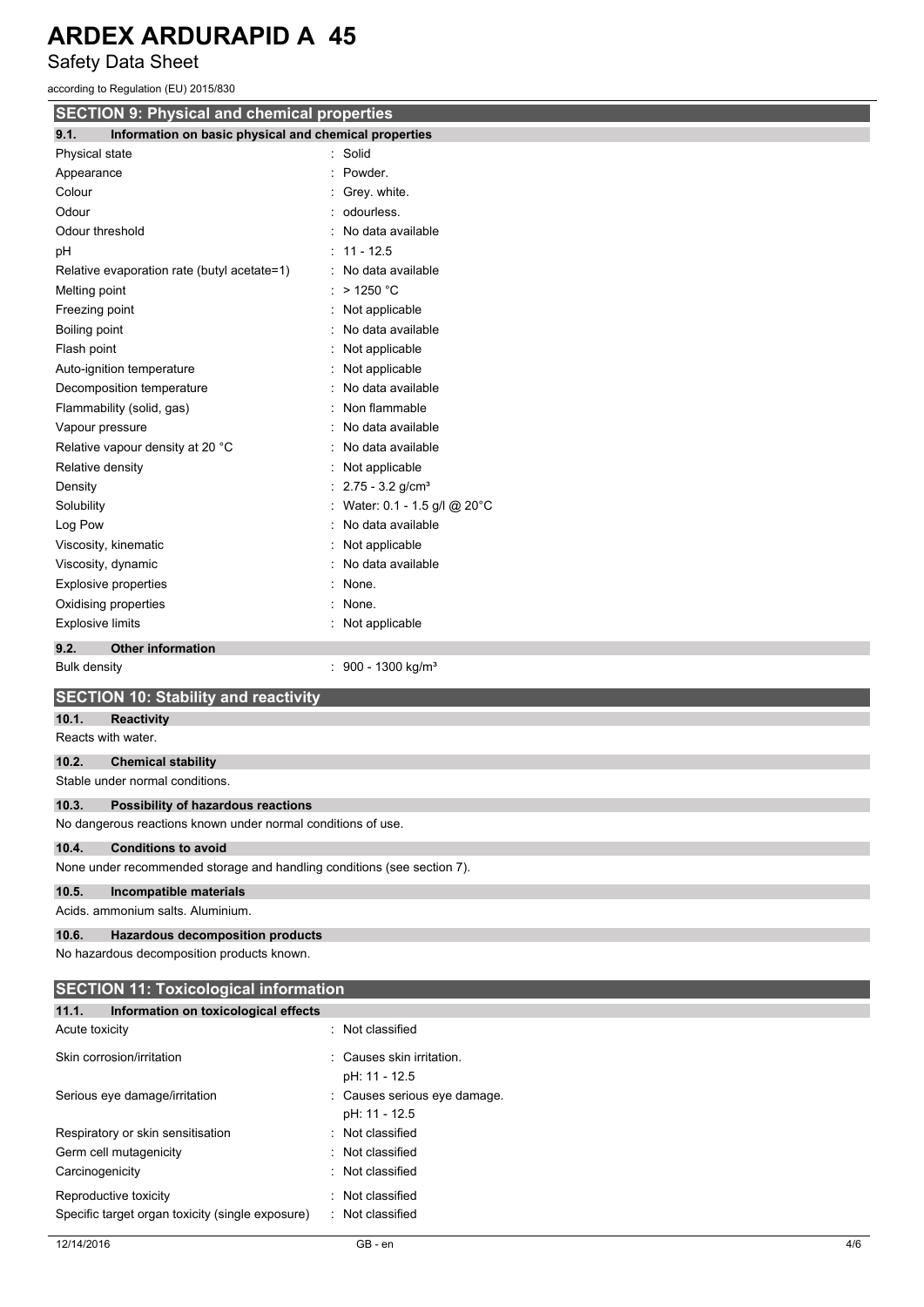## SECTION 9: Physical and chemical properties

### 9.1. Information on basic physical and chemical properties

| Property | Value |
|---|---|
| Physical state | : Solid |
| Appearance | : Powder. |
| Colour | : Grey. white. |
| Odour | : odourless. |
| Odour threshold | : No data available |
| pH | : 11 - 12.5 |
| Relative evaporation rate (butyl acetate=1) | : No data available |
| Melting point | : > 1250 °C |
| Freezing point | : Not applicable |
| Boiling point | : No data available |
| Flash point | : Not applicable |
| Auto-ignition temperature | : Not applicable |
| Decomposition temperature | : No data available |
| Flammability (solid, gas) | : Non flammable |
| Vapour pressure | : No data available |
| Relative vapour density at 20 °C | : No data available |
| Relative density | : Not applicable |
| Density | : 2.75 - 3.2 g/cm³ |
| Solubility | : Water: 0.1 - 1.5 g/l @ 20°C |
| Log Pow | : No data available |
| Viscosity, kinematic | : Not applicable |
| Viscosity, dynamic | : No data available |
| Explosive properties | : None. |
| Oxidising properties | : None. |
| Explosive limits | : Not applicable |

### 9.2. Other information

| Property | Value |
|---|---|
| Bulk density | : 900 - 1300 kg/m³ |

## SECTION 10: Stability and reactivity

### 10.1. Reactivity

Reacts with water.

### 10.2. Chemical stability

Stable under normal conditions.

### 10.3. Possibility of hazardous reactions

No dangerous reactions known under normal conditions of use.

### 10.4. Conditions to avoid

None under recommended storage and handling conditions (see section 7).

### 10.5. Incompatible materials

Acids. ammonium salts. Aluminium.

### 10.6. Hazardous decomposition products

No hazardous decomposition products known.

## SECTION 11: Toxicological information

### 11.1. Information on toxicological effects

| Effect | Classification |
|---|---|
| Acute toxicity | : Not classified |
| Skin corrosion/irritation | : Causes skin irritation.<br>pH: 11 - 12.5 |
| Serious eye damage/irritation | : Causes serious eye damage.<br>pH: 11 - 12.5 |
| Respiratory or skin sensitisation | : Not classified |
| Germ cell mutagenicity | : Not classified |
| Carcinogenicity | : Not classified |
| Reproductive toxicity | : Not classified |
| Specific target organ toxicity (single exposure) | : Not classified |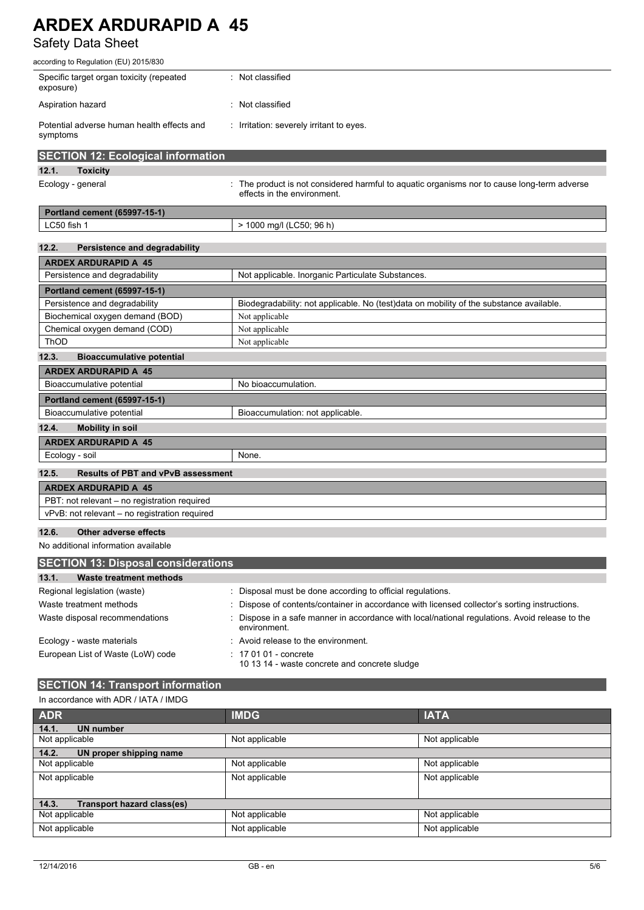| | |
|---|---|
| Specific target organ toxicity (repeated exposure) | : Not classified |
| Aspiration hazard | : Not classified |
| Potential adverse human health effects and symptoms | : Irritation: severely irritant to eyes. |

## SECTION 12: Ecological information

### 12.1. Toxicity

Ecology - general : The product is not considered harmful to aquatic organisms nor to cause long-term adverse effects in the environment.

| Portland cement (65997-15-1) | |
|---|---|
| LC50 fish 1 | > 1000 mg/l (LC50; 96 h) |

### 12.2. Persistence and degradability

| ARDEX ARDURAPID A 45 | |
|---|---|
| Persistence and degradability | Not applicable. Inorganic Particulate Substances. |

| Portland cement (65997-15-1) | |
|---|---|
| Persistence and degradability | Biodegradability: not applicable. No (test)data on mobility of the substance available. |
| Biochemical oxygen demand (BOD) | Not applicable |
| Chemical oxygen demand (COD) | Not applicable |
| ThOD | Not applicable |

### 12.3. Bioaccumulative potential

| ARDEX ARDURAPID A 45 | |
|---|---|
| Bioaccumulative potential | No bioaccumulation. |

| Portland cement (65997-15-1) | |
|---|---|
| Bioaccumulative potential | Bioaccumulation: not applicable. |

### 12.4. Mobility in soil

| ARDEX ARDURAPID A 45 | |
|---|---|
| Ecology - soil | None. |

### 12.5. Results of PBT and vPvB assessment

| ARDEX ARDURAPID A 45 |
|---|
| PBT: not relevant – no registration required |
| vPvB: not relevant – no registration required |

### 12.6. Other adverse effects

No additional information available

## SECTION 13: Disposal considerations

### 13.1. Waste treatment methods

| | |
|---|---|
| Regional legislation (waste) | : Disposal must be done according to official regulations. |
| Waste treatment methods | : Dispose of contents/container in accordance with licensed collector's sorting instructions. |
| Waste disposal recommendations | : Dispose in a safe manner in accordance with local/national regulations. Avoid release to the environment. |
| Ecology - waste materials | : Avoid release to the environment. |
| European List of Waste (LoW) code | : 17 01 01 - concrete<br>10 13 14 - waste concrete and concrete sludge |

## SECTION 14: Transport information

In accordance with ADR / IATA / IMDG

| ADR | IMDG | IATA |
|---|---|---|
| **14.1. UN number** | | |
| Not applicable | Not applicable | Not applicable |
| **14.2. UN proper shipping name** | | |
| Not applicable | Not applicable | Not applicable |
| Not applicable | Not applicable | Not applicable |
| **14.3. Transport hazard class(es)** | | |
| Not applicable | Not applicable | Not applicable |
| Not applicable | Not applicable | Not applicable |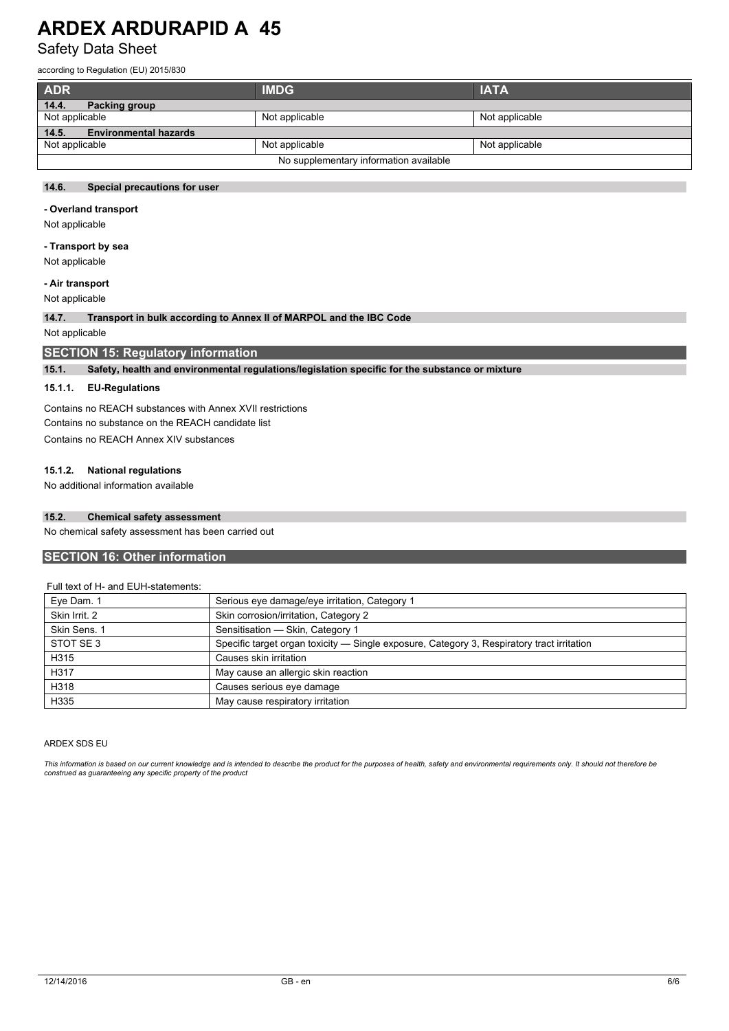| ADR | IMDG | IATA |
|---|---|---|
| **14.4. Packing group** | | |
| Not applicable | Not applicable | Not applicable |
| **14.5. Environmental hazards** | | |
| Not applicable | Not applicable | Not applicable |
| No supplementary information available | | |

### 14.6. Special precautions for user

**- Overland transport**

Not applicable

**- Transport by sea**

Not applicable

**- Air transport**

Not applicable

### 14.7. Transport in bulk according to Annex II of MARPOL and the IBC Code

Not applicable

## SECTION 15: Regulatory information

### 15.1. Safety, health and environmental regulations/legislation specific for the substance or mixture

#### 15.1.1. EU-Regulations

Contains no REACH substances with Annex XVII restrictions

Contains no substance on the REACH candidate list

Contains no REACH Annex XIV substances

#### 15.1.2. National regulations

No additional information available

### 15.2. Chemical safety assessment

No chemical safety assessment has been carried out

## SECTION 16: Other information

Full text of H- and EUH-statements:

| | |
|---|---|
| Eye Dam. 1 | Serious eye damage/eye irritation, Category 1 |
| Skin Irrit. 2 | Skin corrosion/irritation, Category 2 |
| Skin Sens. 1 | Sensitisation — Skin, Category 1 |
| STOT SE 3 | Specific target organ toxicity — Single exposure, Category 3, Respiratory tract irritation |
| H315 | Causes skin irritation |
| H317 | May cause an allergic skin reaction |
| H318 | Causes serious eye damage |
| H335 | May cause respiratory irritation |

ARDEX SDS EU

*This information is based on our current knowledge and is intended to describe the product for the purposes of health, safety and environmental requirements only. It should not therefore be construed as guaranteeing any specific property of the product*